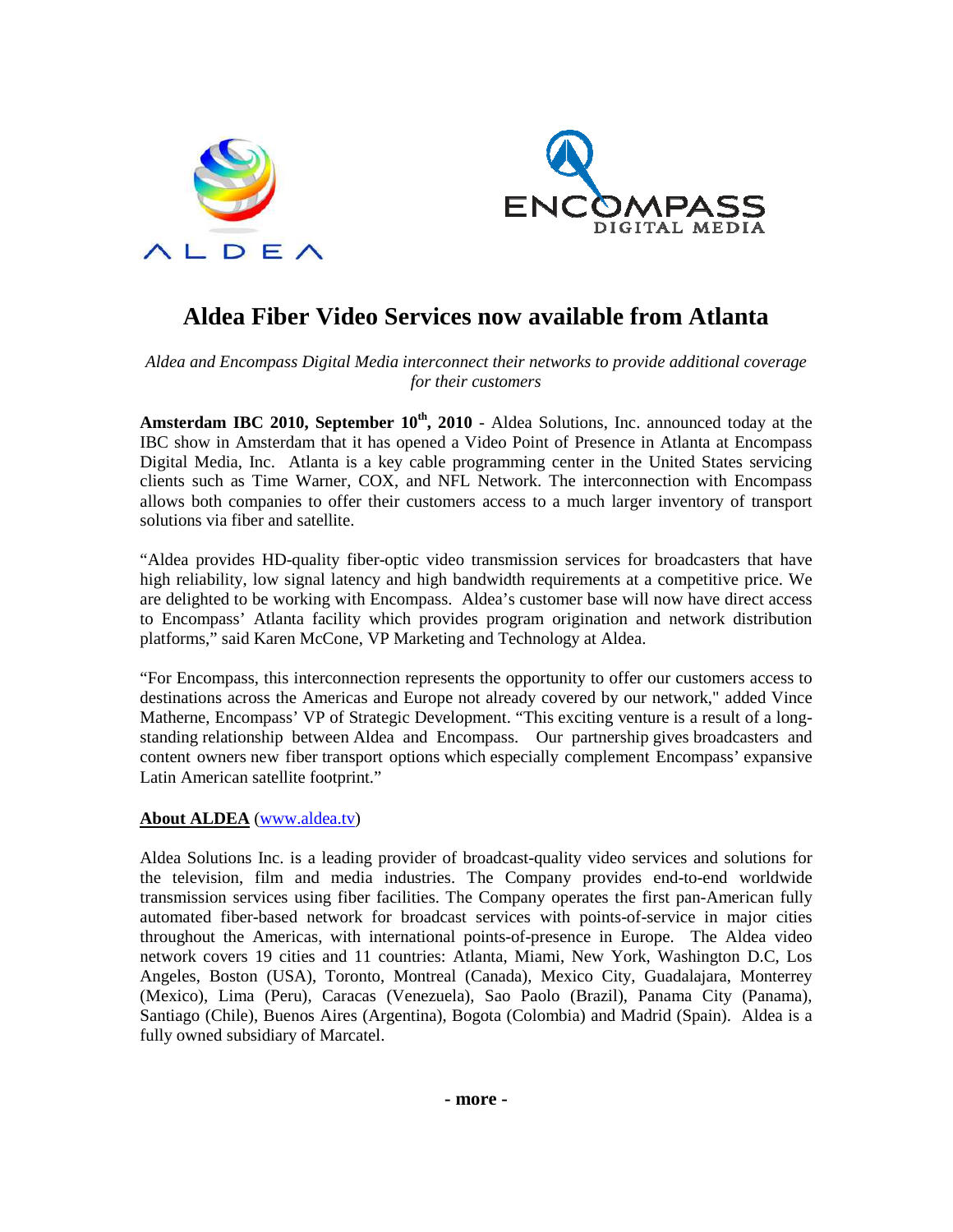# Aldea Fiber Video Services now available from Atlanta

*Aldea and Encompass Digital Media interconnect their networks to provide additional coverage for their customers*

**Amsterdam IBC 2010, September 10th, 2010** - Aldea Solutions, Inc. announced today at the IBC show in Amsterdam that it has opened a Video Point of Presence in Atlanta at Encompass Digital Media, Inc. Atlanta is a key cable programming center in the United States servicing clients such as Time Warner, COX, and NFL Network. The interconnection with Encompass allows both companies to offer their customers access to a much larger inventory of transport solutions via fiber and satellite.

"Aldea provides HD-quality fiber-optic video transmission services for broadcasters that have high reliability, low signal latency and high bandwidth requirements at a competitive price. We are delighted to be working with Encompass. Aldea's customer base will now have direct access to Encompass' Atlanta facility which provides program origination and network distribution platforms," said Karen McCone, VP Marketing and Technology at Aldea.

"For Encompass, this interconnection represents the opportunity to offer our customers access to destinations across the Americas and Europe not already covered by our network," added Vince Matherne, Encompass' VP of Strategic Development. "This exciting venture is a result of a long-standing relationship between Aldea and Encompass. Our partnership gives broadcasters and content owners new fiber transport options which especially complement Encompass' expansive Latin American satellite footprint."

**About ALDEA** (www.aldea.tv)

Aldea Solutions Inc. is a leading provider of broadcast-quality video services and solutions for the television, film and media industries. The Company provides end-to-end worldwide transmission services using fiber facilities. The Company operates the first pan-American fully automated fiber-based network for broadcast services with points-of-service in major cities throughout the Americas, with international points-of-presence in Europe. The Aldea video network covers 19 cities and 11 countries: Atlanta, Miami, New York, Washington D.C, Los Angeles, Boston (USA), Toronto, Montreal (Canada), Mexico City, Guadalajara, Monterrey (Mexico), Lima (Peru), Caracas (Venezuela), Sao Paolo (Brazil), Panama City (Panama), Santiago (Chile), Buenos Aires (Argentina), Bogota (Colombia) and Madrid (Spain). Aldea is a fully owned subsidiary of Marcatel.

**- more -**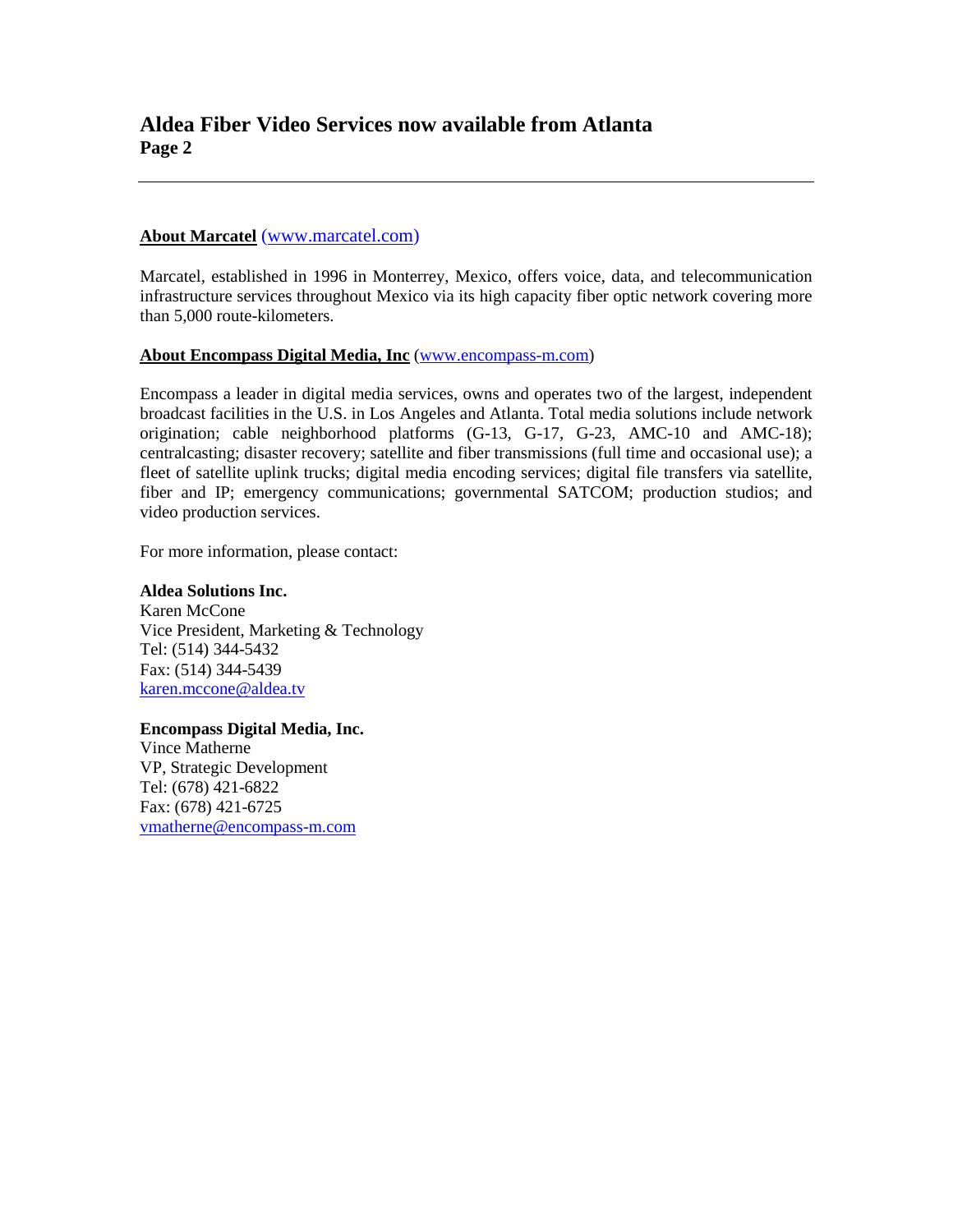**About Marcatel** (www.marcatel.com)

Marcatel, established in 1996 in Monterrey, Mexico, offers voice, data, and telecommunication infrastructure services throughout Mexico via its high capacity fiber optic network covering more than 5,000 route-kilometers.

**About Encompass Digital Media, Inc** (www.encompass-m.com)

Encompass a leader in digital media services, owns and operates two of the largest, independent broadcast facilities in the U.S. in Los Angeles and Atlanta. Total media solutions include network origination; cable neighborhood platforms (G-13, G-17, G-23, AMC-10 and AMC-18); centralcasting; disaster recovery; satellite and fiber transmissions (full time and occasional use); a fleet of satellite uplink trucks; digital media encoding services; digital file transfers via satellite, fiber and IP; emergency communications; governmental SATCOM; production studios; and video production services.

For more information, please contact:

**Aldea Solutions Inc.**
Karen McCone
Vice President, Marketing & Technology
Tel: (514) 344-5432
Fax: (514) 344-5439
karen.mccone@aldea.tv

**Encompass Digital Media, Inc.**
Vince Matherne
VP, Strategic Development
Tel: (678) 421-6822
Fax: (678) 421-6725
vmatherne@encompass-m.com